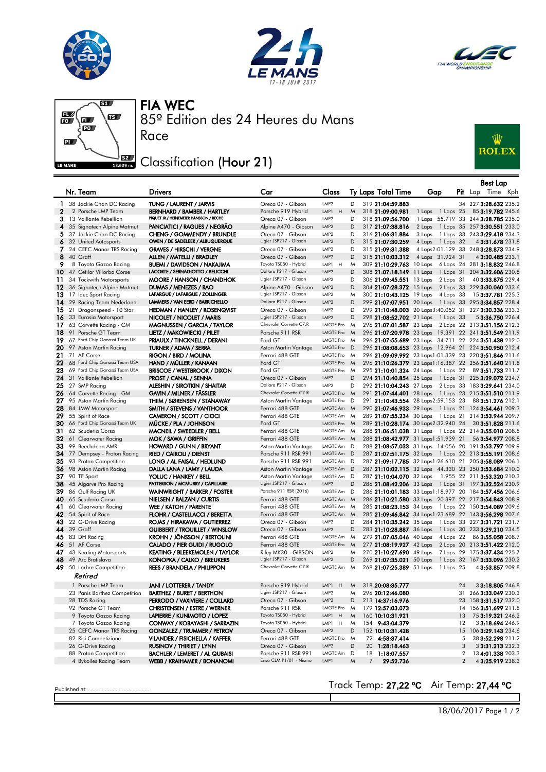# FIA WEC

## 85º Edition des 24 Heures du Mans

Race

## Classification (Hour 21)

| Nr. | Team | Drivers | Car | Class | Ty | Laps | Total Time | Gap | | Pit | Best Lap Lap | Time | Kph |
|---|---|---|---|---|---|---|---|---|---|---|---|---|---|
| 1 | 38 Jackie Chan DC Racing | TUNG / LAURENT / JARVIS | Oreca 07 - Gibson | LMP2 | D | 319 | 21:04:59.883 | | | 34 | 227 | 3:28.632 | 235.2 |
| 2 | 2 Porsche LMP Team | BERNHARD / BAMBER / HARTLEY | Porsche 919 Hybrid | LMP1 H | M | 318 | 21:09:00.981 | 1 Laps | 1 Laps | 25 | 85 | 3:19.782 | 245.6 |
| 3 | 13 Vaillante Rebellion | PIQUET JR / HEINEMEIER HANSSON / BECHE | Oreca 07 - Gibson | LMP2 | D | 318 | 21:09:56.700 | 1 Laps | 55.719 | 33 | 244 | 3:28.785 | 235.0 |
| 4 | 35 Signatech Alpine Matmut | PANCIATICI / RAGUES / NEGRÃO | Alpine A470 - Gibson | LMP2 | D | 317 | 21:07:38.816 | 2 Laps | 1 Laps | 35 | 257 | 3:30.551 | 233.0 |
| 5 | 37 Jackie Chan DC Racing | CHENG / GOMMENDY / BRUNDLE | Oreca 07 - Gibson | LMP2 | D | 316 | 21:06:31.884 | 3 Laps | 1 Laps | 33 | 243 | 3:29.418 | 234.3 |
| 6 | 32 United Autosports | OWEN / DE SADELEER / ALBUQUERQUE | Ligier JSP217 - Gibson | LMP2 | D | 315 | 21:07:30.259 | 4 Laps | 1 Laps | 32 | 4 | 3:31.678 | 231.8 |
| 7 | 24 CEFC Manor TRS Racing | GRAVES / HIRSCHI / VERGNE | Oreca 07 - Gibson | LMP2 | D | 315 | 21:09:31.388 | 4 Laps | 2:01.129 | 33 | 248 | 3:28.873 | 234.9 |
| 8 | 40 Graff | ALLEN / MATELLI / BRADLEY | Oreca 07 - Gibson | LMP2 | D | 315 | 21:10:03.312 | 4 Laps | 31.924 | 31 | 4 | 3:30.485 | 233.1 |
| 9 | 8 Toyota Gazoo Racing | BUEMI / DAVIDSON / NAKAJIMA | Toyota TS050 - Hybrid | LMP1 H | M | 309 | 21:10:29.763 | 10 Laps | 6 Laps | 24 | 281 | 3:18.832 | 246.8 |
| 10 | 47 Cetilar Villorba Corse | LACORTE / SERNAGIOTTO / BELICCHI | Dallara P217 - Gibson | LMP2 | D | 308 | 21:07:18.149 | 11 Laps | 1 Laps | 31 | 204 | 3:32.606 | 230.8 |
| 11 | 34 Tockwith Motorsports | MOORE / HANSON / CHANDHOK | Ligier JSP217 - Gibson | LMP2 | D | 306 | 21:09:45.551 | 13 Laps | 2 Laps | 31 | 40 | 3:33.875 | 229.4 |
| 12 | 36 Signatech Alpine Matmut | DUMAS / MENEZES / RAO | Alpine A470 - Gibson | LMP2 | D | 304 | 21:07:28.372 | 15 Laps | 2 Laps | 33 | 229 | 3:30.060 | 233.6 |
| 13 | 17 Idec Sport Racing | LAFARGUE / LAFARGUE / ZOLLINGER | Ligier JSP217 - Gibson | LMP2 | M | 300 | 21:10:43.125 | 19 Laps | 4 Laps | 33 | 15 | 3:37.781 | 225.3 |
| 14 | 29 Racing Team Nederland | LAMMERS / VAN EERD / BARRICHELLO | Dallara P217 - Gibson | LMP2 | D | 299 | 21:07:07.951 | 20 Laps | 1 Laps | 33 | 295 | 3:34.857 | 228.4 |
| 15 | 21 Dragonspeed - 10 Star | HEDMAN / HANLEY / ROSENQVIST | Oreca 07 - Gibson | LMP2 | D | 299 | 21:10:48.003 | 20 Laps | 3:40.052 | 31 | 227 | 3:30.336 | 233.3 |
| 16 | 33 Eurasia Motorsport | NICOLET / NICOLET / MARIS | Ligier JSP217 - Gibson | LMP2 | D | 298 | 21:08:52.702 | 21 Laps | 1 Laps | 33 | 5 | 3:36.750 | 226.4 |
| 17 | 63 Corvette Racing - GM | MAGNUSSEN / GARCIA / TAYLOR | Chevrolet Corvette C7.R | LMGTE Pro | M | 296 | 21:07:01.587 | 23 Laps | 2 Laps | 22 | 213 | 3:51.156 | 212.3 |
| 18 | 91 Porsche GT Team | LIETZ / MAKOWIECKI / PILET | Porsche 911 RSR | LMGTE Pro | M | 296 | 21:07:20.978 | 23 Laps | 19.391 | 22 | 241 | 3:51.549 | 211.9 |
| 19 | 67 Ford Chip Ganassi Team UK | PRIAULX / TINCKNELL / DERANI | Ford GT | LMGTE Pro | M | 296 | 21:07:55.689 | 23 Laps | 34.711 | 22 | 224 | 3:51.438 | 212.0 |
| 20 | 97 Aston Martin Racing | TURNER / ADAM / SERRA | Aston Martin Vantage | LMGTE Pro | D | 296 | 21:08:08.653 | 23 Laps | 12.964 | 21 | 224 | 3:50.950 | 212.4 |
| 21 | 71 AF Corse | RIGON / BIRD / MOLINA | Ferrari 488 GTE | LMGTE Pro | M | 296 | 21:09:09.992 | 23 Laps | 1:01.339 | 23 | 220 | 3:51.846 | 211.6 |
| 22 | 68 Ford Chip Ganassi Team USA | HAND / MÜLLER / KANAAN | Ford GT | LMGTE Pro | M | 296 | 21:10:26.379 | 23 Laps | 1:16.387 | 22 | 256 | 3:51.640 | 211.8 |
| 23 | 69 Ford Chip Ganassi Team USA | BRISCOE / WESTBROOK / DIXON | Ford GT | LMGTE Pro | M | 295 | 21:10:01.324 | 24 Laps | 1 Laps | 22 | 89 | 3:51.733 | 211.7 |
| 24 | 31 Vaillante Rebellion | PROST / CANAL / SENNA | Oreca 07 - Gibson | LMP2 | D | 294 | 21:10:40.854 | 25 Laps | 1 Laps | 31 | 225 | 3:29.072 | 234.7 |
| 25 | 27 SMP Racing | ALESHIN / SIROTKIN / SHAITAR | Dallara P217 - Gibson | LMP2 | D | 292 | 21:10:04.243 | 27 Laps | 2 Laps | 33 | 183 | 3:29.641 | 234.0 |
| 26 | 64 Corvette Racing - GM | GAVIN / MILNER / FÄSSLER | Chevrolet Corvette C7.R | LMGTE Pro | M | 291 | 21:07:44.401 | 28 Laps | 1 Laps | 23 | 215 | 3:51.510 | 211.9 |
| 27 | 95 Aston Martin Racing | THIIM / SØRENSEN / STANAWAY | Aston Martin Vantage | LMGTE Pro | D | 291 | 21:10:43.554 | 28 Laps | 2:59.153 | 23 | 88 | 3:51.276 | 212.1 |
| 28 | 84 JMW Motorsport | SMITH / STEVENS / VANTHOOR | Ferrari 488 GTE | LMGTE Am | M | 290 | 21:07:46.933 | 29 Laps | 1 Laps | 21 | 124 | 3:54.461 | 209.3 |
| 29 | 55 Spirit of Race | CAMERON / SCOTT / CIOCI | Ferrari 488 GTE | LMGTE Am | M | 289 | 21:07:55.234 | 30 Laps | 1 Laps | 21 | 214 | 3:53.944 | 209.7 |
| 30 | 66 Ford Chip Ganassi Team UK | MÜCKE / PLA / JOHNSON | Ford GT | LMGTE Pro | M | 289 | 21:10:28.174 | 30 Laps | 2:32.940 | 24 | 30 | 3:51.828 | 211.6 |
| 31 | 62 Scuderia Corsa | MACNEIL / SWEEDLER / BELL | Ferrari 488 GTE | LMGTE Am | M | 288 | 21:06:51.038 | 31 Laps | 1 Laps | 22 | 214 | 3:55.010 | 208.8 |
| 32 | 61 Clearwater Racing | MOK / SAWA / GRIFFIN | Ferrari 488 GTE | LMGTE Am | M | 288 | 21:08:42.977 | 31 Laps | 1:51.939 | 21 | 56 | 3:54.977 | 208.8 |
| 33 | 99 Beechdean AMR | HOWARD / GUNN / BRYANT | Aston Martin Vantage | LMGTE Am | D | 288 | 21:08:57.033 | 31 Laps | 14.056 | 20 | 191 | 3:53.797 | 209.9 |
| 34 | 77 Dempsey - Proton Racing | RIED / CAIROLI / DIENST | Porsche 911 RSR 991 | LMGTE Am | D | 287 | 21:07:51.175 | 32 Laps | 1 Laps | 22 | 213 | 3:55.191 | 208.6 |
| 35 | 93 Proton Competition | LONG / AL FAISAL / HEDLUND | Porsche 911 RSR 991 | LMGTE Am | D | 287 | 21:09:17.785 | 32 Laps | 1:26.610 | 21 | 205 | 3:58.089 | 206.1 |
| 36 | 98 Aston Martin Racing | DALLA LANA / LAMY / LAUDA | Aston Martin Vantage | LMGTE Am | D | 287 | 21:10:02.115 | 32 Laps | 44.330 | 23 | 250 | 3:53.684 | 210.0 |
| 37 | 90 TF Sport | YOLUC / HANKEY / BELL | Aston Martin Vantage | LMGTE Am | D | 287 | 21:10:04.070 | 32 Laps | 1.955 | 22 | 211 | 3:53.320 | 210.3 |
| 38 | 45 Algarve Pro Racing | PATTERSON / MCMURRY / CAPILLAIRE | Ligier JSP217 - Gibson | LMP2 | D | 286 | 21:08:42.206 | 33 Laps | 1 Laps | 31 | 197 | 3:32.524 | 230.9 |
| 39 | 86 Gulf Racing UK | WAINWRIGHT / BARKER / FOSTER | Porsche 911 RSR (2016) | LMGTE Am | D | 286 | 21:10:01.183 | 33 Laps | 1:18.977 | 20 | 184 | 3:57.456 | 206.6 |
| 40 | 65 Scuderia Corsa | NIELSEN / BALZAN / CURTIS | Ferrari 488 GTE | LMGTE Am | M | 286 | 21:10:21.580 | 33 Laps | 20.397 | 22 | 217 | 3:54.843 | 208.9 |
| 41 | 60 Clearwater Racing | WEE / KATOH / PARENTE | Ferrari 488 GTE | LMGTE Am | M | 285 | 21:08:23.153 | 34 Laps | 1 Laps | 22 | 150 | 3:54.089 | 209.6 |
| 42 | 54 Spirit of Race | FLOHR / CASTELLACCI / BERETTA | Ferrari 488 GTE | LMGTE Am | M | 285 | 21:09:46.842 | 34 Laps | 1:23.689 | 22 | 143 | 3:56.298 | 207.6 |
| 43 | 22 G-Drive Racing | ROJAS / HIRAKAWA / GUTIERREZ | Oreca 07 - Gibson | LMP2 | D | 284 | 21:10:35.242 | 35 Laps | 1 Laps | 33 | 227 | 3:31.721 | 231.7 |
| 44 | 39 Graff | GUIBBERT / TROUILLET / WINSLOW | Oreca 07 - Gibson | LMP2 | D | 283 | 21:10:28.887 | 36 Laps | 1 Laps | 30 | 233 | 3:29.210 | 234.5 |
| 45 | 83 DH Racing | KROHN / JÖNSSON / BERTOLINI | Ferrari 488 GTE | LMGTE Am | M | 279 | 21:07:05.046 | 40 Laps | 4 Laps | 22 | 86 | 3:55.058 | 208.7 |
| 46 | 51 AF Corse | CALADO / PIER GUIDI / RUGOLO | Ferrari 488 GTE | LMGTE Pro | M | 277 | 21:08:19.927 | 42 Laps | 2 Laps | 20 | 213 | 3:51.422 | 212.0 |
| 47 | 43 Keating Motorsports | KEATING / BLEEKEMOLEN / TAYLOR | Riley MK30 - GIBSON | LMP2 | M | 270 | 21:10:27.690 | 49 Laps | 7 Laps | 29 | 175 | 3:37.434 | 225.7 |
| 48 | 49 Arc Bratislava | KONOPKA / CALKO / BREUKERS | Ligier JSP217 - Gibson | LMP2 | D | 269 | 21:07:35.021 | 50 Laps | 1 Laps | 32 | 167 | 3:33.096 | 230.2 |
| 49 | 50 Larbre Competition | REES / BRANDELA / PHILIPPON | Chevrolet Corvette C7.R | LMGTE Am | M | 268 | 21:07:25.389 | 51 Laps | 1 Laps | 25 | 4 | 3:53.857 | 209.8 |
| *Retired* | | | | | | | | | | | | | |
| | 1 Porsche LMP Team | JANI / LOTTERER / TANDY | Porsche 919 Hybrid | LMP1 H | M | 318 | 20:08:35.777 | | | 24 | 3 | 3:18.805 | 246.8 |
| | 23 Panis Barthez Competition | BARTHEZ / BURET / BERTHON | Ligier JSP217 - Gibson | LMP2 | M | 296 | 20:12:46.080 | | | 31 | 266 | 3:33.049 | 230.3 |
| | 28 TDS Racing | PERRODO / VAXIVIERE / COLLARD | Oreca 07 - Gibson | LMP2 | D | 213 | 14:37:16.976 | | | 23 | 158 | 3:31.517 | 232.0 |
| | 92 Porsche GT Team | CHRISTENSEN / ESTRE / WERNER | Porsche 911 RSR | LMGTE Pro | M | 179 | 12:57:03.073 | | | 14 | 156 | 3:51.699 | 211.8 |
| | 9 Toyota Gazoo Racing | LAPIERRE / KUNIMOTO / LOPEZ | Toyota TS050 - Hybrid | LMP1 H | M | 160 | 10:10:31.921 | | | 13 | 75 | 3:19.321 | 246.2 |
| | 7 Toyota Gazoo Racing | CONWAY / KOBAYASHI / SARRAZIN | Toyota TS050 - Hybrid | LMP1 H | M | 154 | 9:43:04.379 | | | 12 | 3 | 3:18.694 | 246.9 |
| | 25 CEFC Manor TRS Racing | GONZALEZ / TRUMMER / PETROV | Oreca 07 - Gibson | LMP2 | D | 152 | 10:10:31.428 | | | 15 | 106 | 3:29.143 | 234.6 |
| | 82 Risi Competizione | VILANDER / FISICHELLA / KAFFER | Ferrari 488 GTE | LMGTE Pro | M | 72 | 4:58:37.414 | | | 5 | 38 | 3:52.298 | 211.2 |
| | 26 G-Drive Racing | RUSINOV / THIRIET / LYNN | Oreca 07 - Gibson | LMP2 | D | 20 | 1:28:18.463 | | | 3 | 3 | 3:31.213 | 232.3 |
| | 88 Proton Competition | BACHLER / LEMERET / AL QUBAISI | Porsche 911 RSR 991 | LMGTE Am | D | 18 | 1:18:07.557 | | | 2 | 13 | 4:01.338 | 203.3 |
| | 4 Bykolles Racing Team | WEBB / KRAIHAMER / BONANOMI | Enso CLM P1/01 - Nismo | LMP1 | M | 7 | 29:52.736 | | | 2 | 4 | 3:25.919 | 238.3 |

Published at: ........................................

Track Temp: **27,22 ºC** Air Temp: **27,44 ºC**

18/06/2017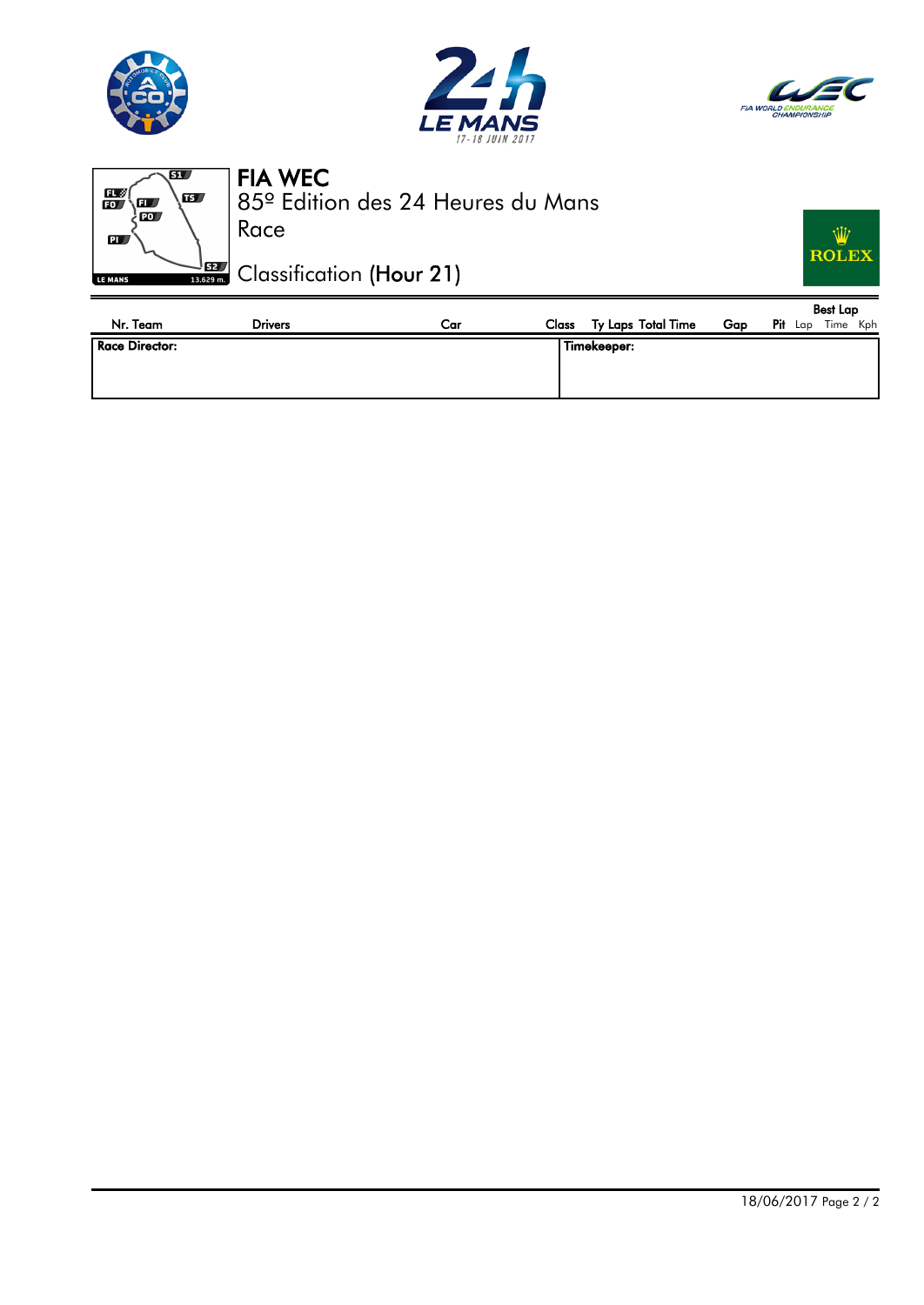# FIA WEC

85º Edition des 24 Heures du Mans

Race

Classification (**Hour 21**)

| Nr. Team | Drivers | Car | Class | Ty | Laps | Total Time | Gap | Pit | Best Lap Lap | Best Lap Time | Best Lap Kph |
|---|---|---|---|---|---|---|---|---|---|---|---|

| Race Director: | Timekeeper: |
|---|---|

18/06/2017